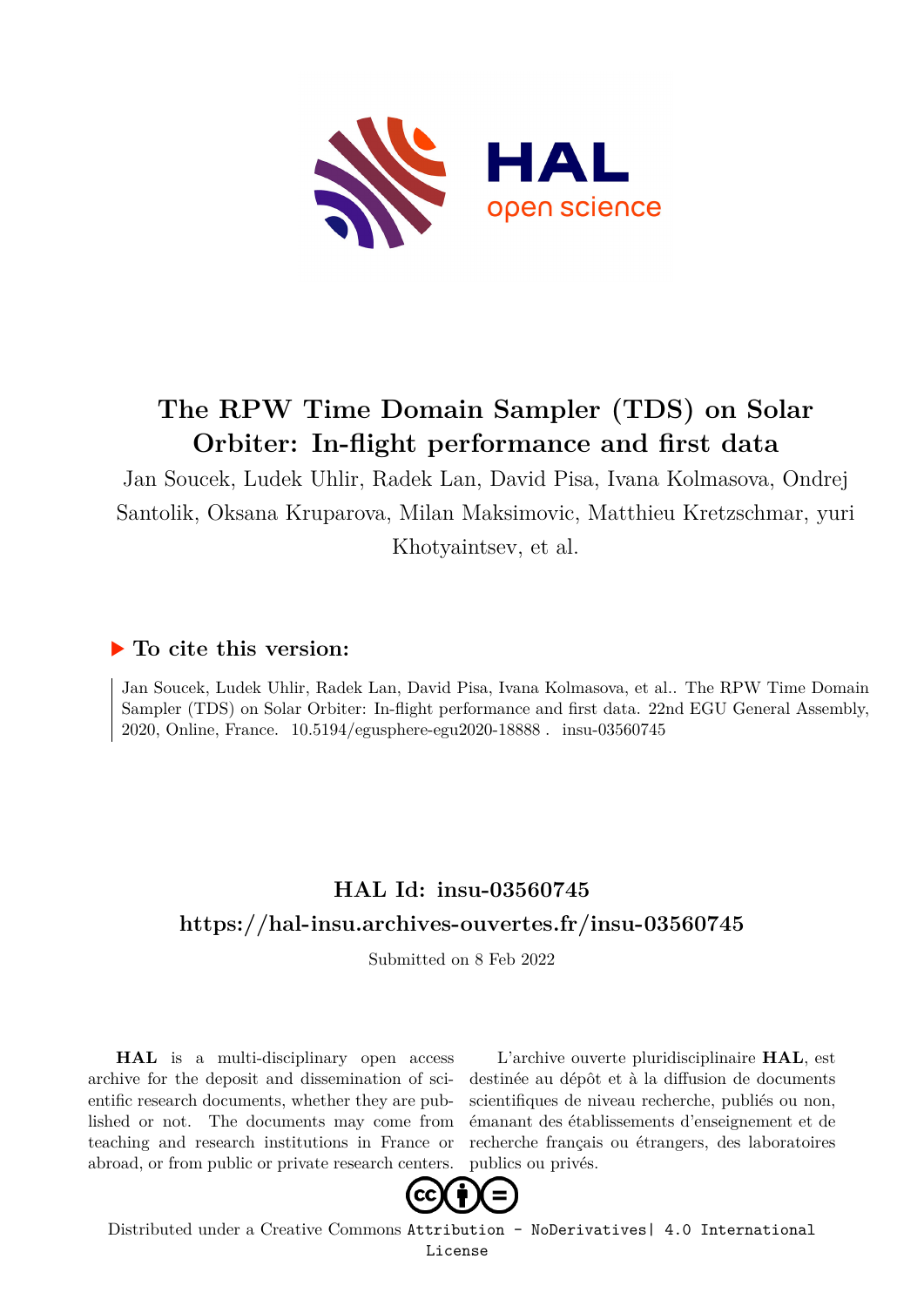# The RPW Time Domain Sampler (TDS) on Solar Orbiter: In-flight performance and first data

Jan Soucek, Ludek Uhlir, Radek Lan, David Pisa, Ivana Kolmasova, Ondrej Santolik, Oksana Kruparova, Milan Maksimovic, Matthieu Kretzschmar, yuri Khotyaintsev, et al.

## To cite this version:

Jan Soucek, Ludek Uhlir, Radek Lan, David Pisa, Ivana Kolmasova, et al.. The RPW Time Domain Sampler (TDS) on Solar Orbiter: In-flight performance and first data. 22nd EGU General Assembly, 2020, Online, France. 10.5194/egusphere-egu2020-18888 . insu-03560745

## HAL Id: insu-03560745

## https://hal-insu.archives-ouvertes.fr/insu-03560745

Submitted on 8 Feb 2022

**HAL** is a multi-disciplinary open access archive for the deposit and dissemination of scientific research documents, whether they are published or not. The documents may come from teaching and research institutions in France or abroad, or from public or private research centers.

L'archive ouverte pluridisciplinaire **HAL**, est destinée au dépôt et à la diffusion de documents scientifiques de niveau recherche, publiés ou non, émanant des établissements d'enseignement et de recherche français ou étrangers, des laboratoires publics ou privés.

Distributed under a Creative Commons Attribution - NoDerivatives| 4.0 International License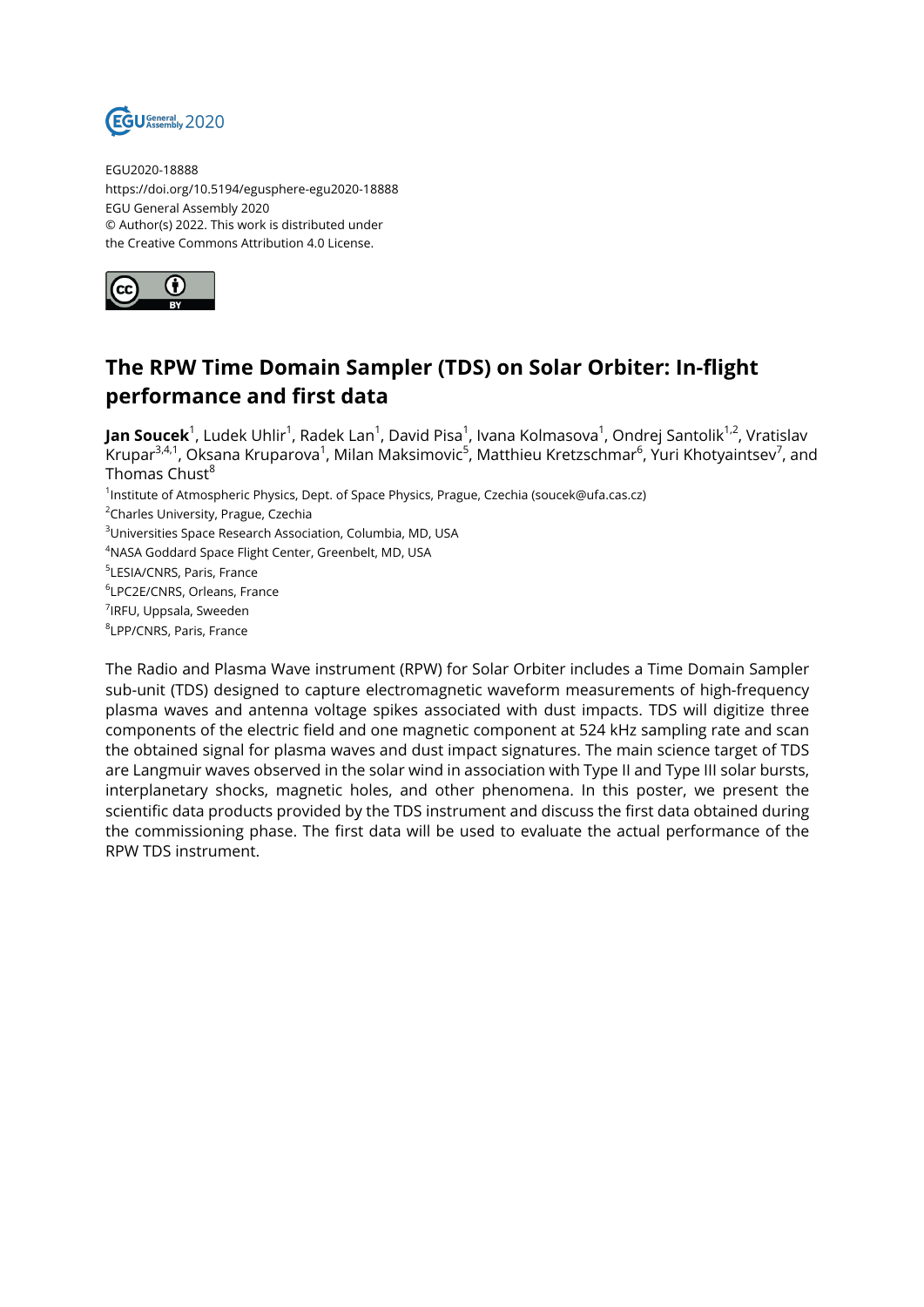EGU2020-18888
https://doi.org/10.5194/egusphere-egu2020-18888
EGU General Assembly 2020
© Author(s) 2022. This work is distributed under
the Creative Commons Attribution 4.0 License.

# The RPW Time Domain Sampler (TDS) on Solar Orbiter: In-flight performance and first data

**Jan Soucek**[1], Ludek Uhlir[1], Radek Lan[1], David Pisa[1], Ivana Kolmasova[1], Ondrej Santolik[1,2], Vratislav Krupar[3,4,1], Oksana Kruparova[1], Milan Maksimovic[5], Matthieu Kretzschmar[6], Yuri Khotyaintsev[7], and Thomas Chust[8]

[1]Institute of Atmospheric Physics, Dept. of Space Physics, Prague, Czechia (soucek@ufa.cas.cz)
[2]Charles University, Prague, Czechia
[3]Universities Space Research Association, Columbia, MD, USA
[4]NASA Goddard Space Flight Center, Greenbelt, MD, USA
[5]LESIA/CNRS, Paris, France
[6]LPC2E/CNRS, Orleans, France
[7]IRFU, Uppsala, Sweeden
[8]LPP/CNRS, Paris, France

The Radio and Plasma Wave instrument (RPW) for Solar Orbiter includes a Time Domain Sampler sub-unit (TDS) designed to capture electromagnetic waveform measurements of high-frequency plasma waves and antenna voltage spikes associated with dust impacts. TDS will digitize three components of the electric field and one magnetic component at 524 kHz sampling rate and scan the obtained signal for plasma waves and dust impact signatures. The main science target of TDS are Langmuir waves observed in the solar wind in association with Type II and Type III solar bursts, interplanetary shocks, magnetic holes, and other phenomena. In this poster, we present the scientific data products provided by the TDS instrument and discuss the first data obtained during the commissioning phase. The first data will be used to evaluate the actual performance of the RPW TDS instrument.